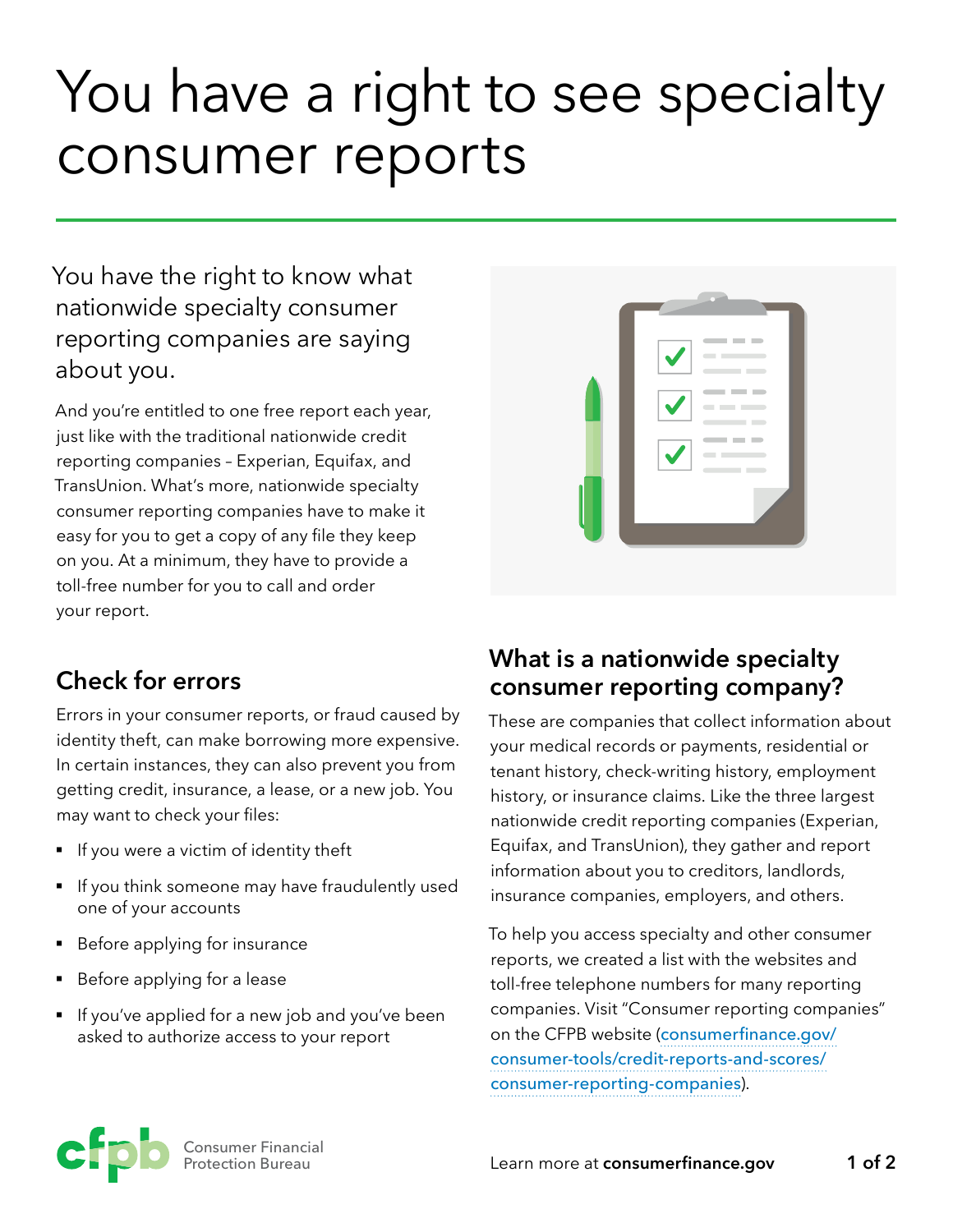# You have a right to see specialty consumer reports

You have the right to know what nationwide specialty consumer reporting companies are saying about you.

And you're entitled to one free report each year, just like with the traditional nationwide credit reporting companies – Experian, Equifax, and TransUnion. What's more, nationwide specialty consumer reporting companies have to make it easy for you to get a copy of any file they keep on you. At a minimum, they have to provide a toll-free number for you to call and order your report.

## Check for errors

Errors in your consumer reports, or fraud caused by identity theft, can make borrowing more expensive. In certain instances, they can also prevent you from getting credit, insurance, a lease, or a new job. You may want to check your files:

- If you were a victim of identity theft
- If you think someone may have fraudulently used one of your accounts
- Before applying for insurance
- Before applying for a lease
- If you've applied for a new job and you've been asked to authorize access to your report

## What is a nationwide specialty consumer reporting company?

These are companies that collect information about your medical records or payments, residential or tenant history, check-writing history, employment history, or insurance claims. Like the three largest nationwide credit reporting companies (Experian, Equifax, and TransUnion), they gather and report information about you to creditors, landlords, insurance companies, employers, and others.

To help you access specialty and other consumer reports, we created a list with the websites and toll-free telephone numbers for many reporting companies. Visit "Consumer reporting companies" on the CFPB website (consumerfinance.gov/consumer-tools/credit-reports-and-scores/consumer-reporting-companies).

Consumer Financial Protection Bureau

Learn more at **consumerfinance.gov**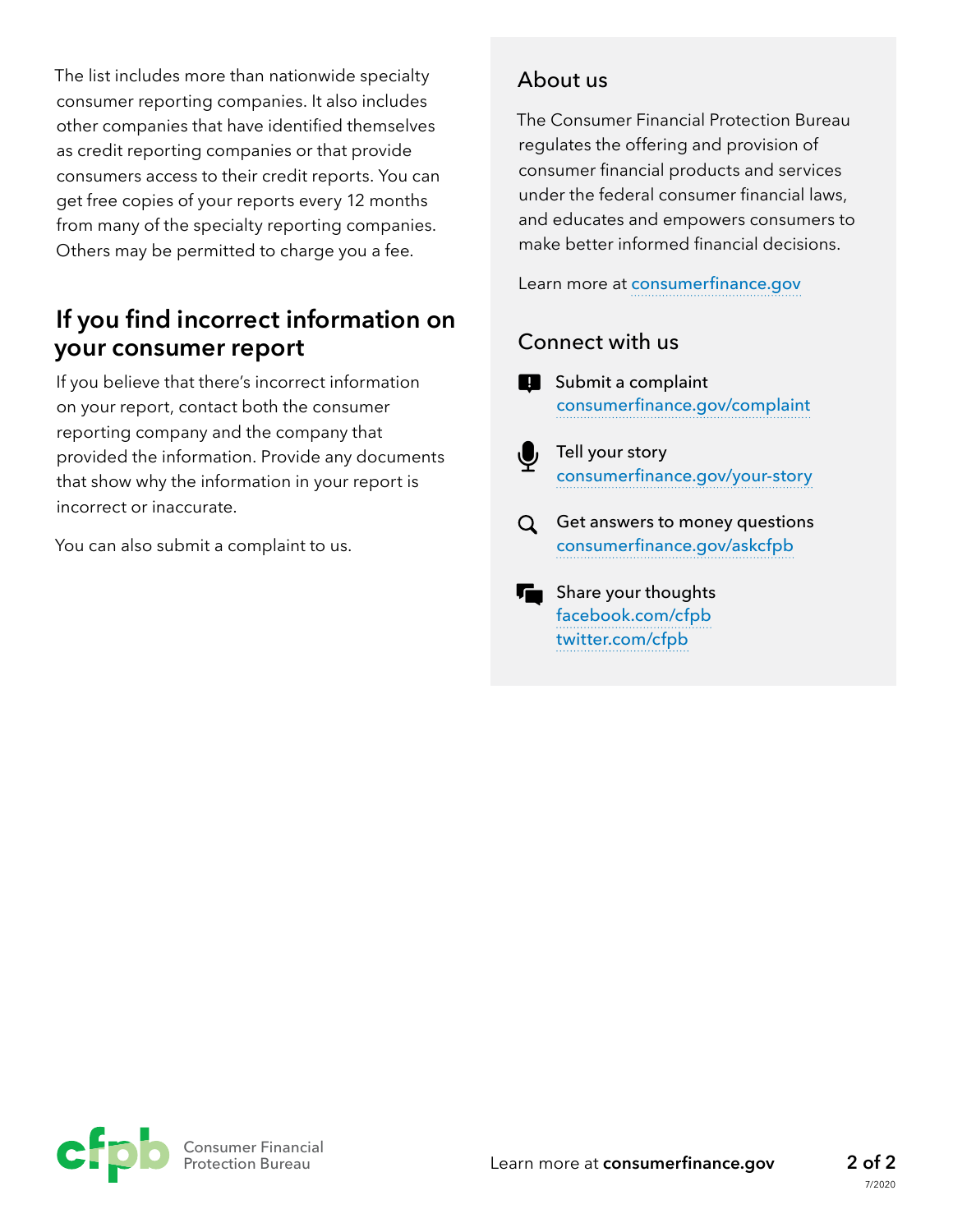The list includes more than nationwide specialty consumer reporting companies. It also includes other companies that have identified themselves as credit reporting companies or that provide consumers access to their credit reports. You can get free copies of your reports every 12 months from many of the specialty reporting companies. Others may be permitted to charge you a fee.

## If you find incorrect information on your consumer report

If you believe that there's incorrect information on your report, contact both the consumer reporting company and the company that provided the information. Provide any documents that show why the information in your report is incorrect or inaccurate.

You can also submit a complaint to us.

### About us

The Consumer Financial Protection Bureau regulates the offering and provision of consumer financial products and services under the federal consumer financial laws, and educates and empowers consumers to make better informed financial decisions.

Learn more at consumerfinance.gov

### Connect with us

Submit a complaint
consumerfinance.gov/complaint

Tell your story
consumerfinance.gov/your-story

Get answers to money questions
consumerfinance.gov/askcfpb

Share your thoughts
facebook.com/cfpb
twitter.com/cfpb

7/2020